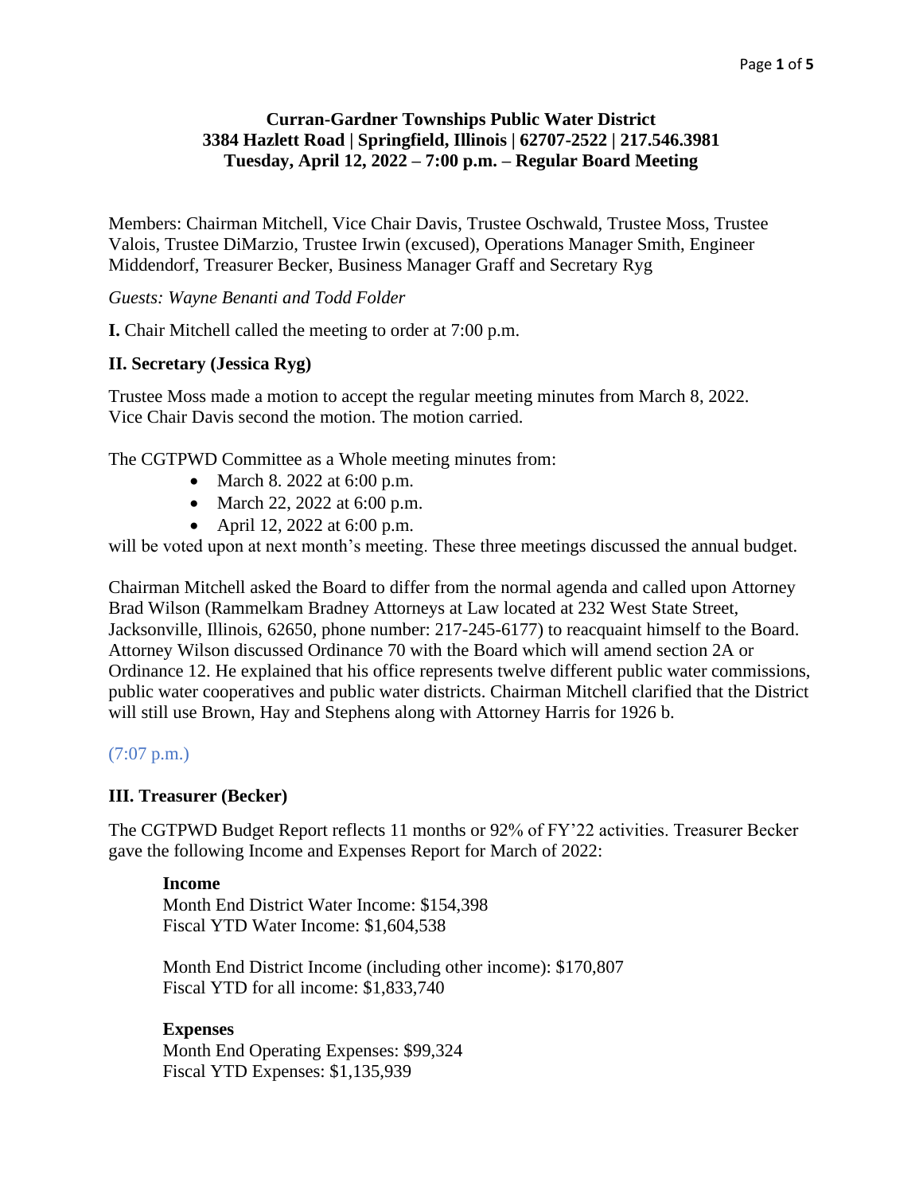**Curran-Gardner Townships Public Water District**
**3384 Hazlett Road | Springfield, Illinois | 62707-2522 | 217.546.3981**
**Tuesday, April 12, 2022 – 7:00 p.m. – Regular Board Meeting**

Members: Chairman Mitchell, Vice Chair Davis, Trustee Oschwald, Trustee Moss, Trustee Valois, Trustee DiMarzio, Trustee Irwin (excused), Operations Manager Smith, Engineer Middendorf, Treasurer Becker, Business Manager Graff and Secretary Ryg

*Guests: Wayne Benanti and Todd Folder*

**I.** Chair Mitchell called the meeting to order at 7:00 p.m.

**II. Secretary (Jessica Ryg)**

Trustee Moss made a motion to accept the regular meeting minutes from March 8, 2022. Vice Chair Davis second the motion. The motion carried.

The CGTPWD Committee as a Whole meeting minutes from:

- March 8. 2022 at 6:00 p.m.
- March 22, 2022 at 6:00 p.m.
- April 12, 2022 at 6:00 p.m.

will be voted upon at next month's meeting. These three meetings discussed the annual budget.

Chairman Mitchell asked the Board to differ from the normal agenda and called upon Attorney Brad Wilson (Rammelkam Bradney Attorneys at Law located at 232 West State Street, Jacksonville, Illinois, 62650, phone number: 217-245-6177) to reacquaint himself to the Board. Attorney Wilson discussed Ordinance 70 with the Board which will amend section 2A or Ordinance 12. He explained that his office represents twelve different public water commissions, public water cooperatives and public water districts. Chairman Mitchell clarified that the District will still use Brown, Hay and Stephens along with Attorney Harris for 1926 b.

(7:07 p.m.)

**III. Treasurer (Becker)**

The CGTPWD Budget Report reflects 11 months or 92% of FY'22 activities. Treasurer Becker gave the following Income and Expenses Report for March of 2022:

**Income**
Month End District Water Income: $154,398
Fiscal YTD Water Income: $1,604,538

Month End District Income (including other income): $170,807
Fiscal YTD for all income: $1,833,740

**Expenses**
Month End Operating Expenses: $99,324
Fiscal YTD Expenses: $1,135,939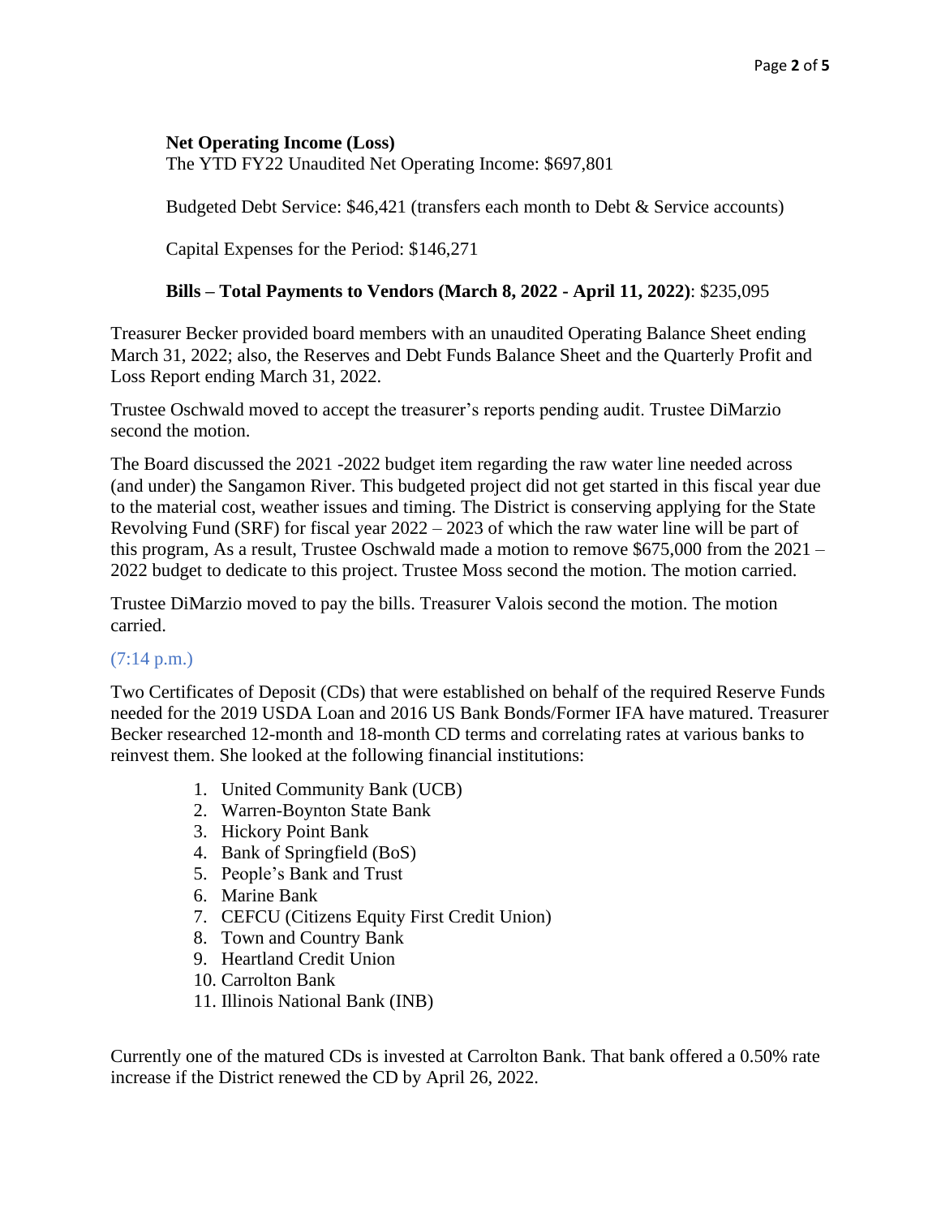**Net Operating Income (Loss)**
The YTD FY22 Unaudited Net Operating Income: $697,801

Budgeted Debt Service: $46,421 (transfers each month to Debt & Service accounts)

Capital Expenses for the Period: $146,271

**Bills – Total Payments to Vendors (March 8, 2022 - April 11, 2022)**: $235,095

Treasurer Becker provided board members with an unaudited Operating Balance Sheet ending March 31, 2022; also, the Reserves and Debt Funds Balance Sheet and the Quarterly Profit and Loss Report ending March 31, 2022.

Trustee Oschwald moved to accept the treasurer's reports pending audit. Trustee DiMarzio second the motion.

The Board discussed the 2021 -2022 budget item regarding the raw water line needed across (and under) the Sangamon River. This budgeted project did not get started in this fiscal year due to the material cost, weather issues and timing. The District is conserving applying for the State Revolving Fund (SRF) for fiscal year 2022 – 2023 of which the raw water line will be part of this program, As a result, Trustee Oschwald made a motion to remove $675,000 from the 2021 – 2022 budget to dedicate to this project. Trustee Moss second the motion. The motion carried.

Trustee DiMarzio moved to pay the bills. Treasurer Valois second the motion. The motion carried.

(7:14 p.m.)

Two Certificates of Deposit (CDs) that were established on behalf of the required Reserve Funds needed for the 2019 USDA Loan and 2016 US Bank Bonds/Former IFA have matured. Treasurer Becker researched 12-month and 18-month CD terms and correlating rates at various banks to reinvest them. She looked at the following financial institutions:

1. United Community Bank (UCB)
2. Warren-Boynton State Bank
3. Hickory Point Bank
4. Bank of Springfield (BoS)
5. People's Bank and Trust
6. Marine Bank
7. CEFCU (Citizens Equity First Credit Union)
8. Town and Country Bank
9. Heartland Credit Union
10. Carrolton Bank
11. Illinois National Bank (INB)

Currently one of the matured CDs is invested at Carrolton Bank. That bank offered a 0.50% rate increase if the District renewed the CD by April 26, 2022.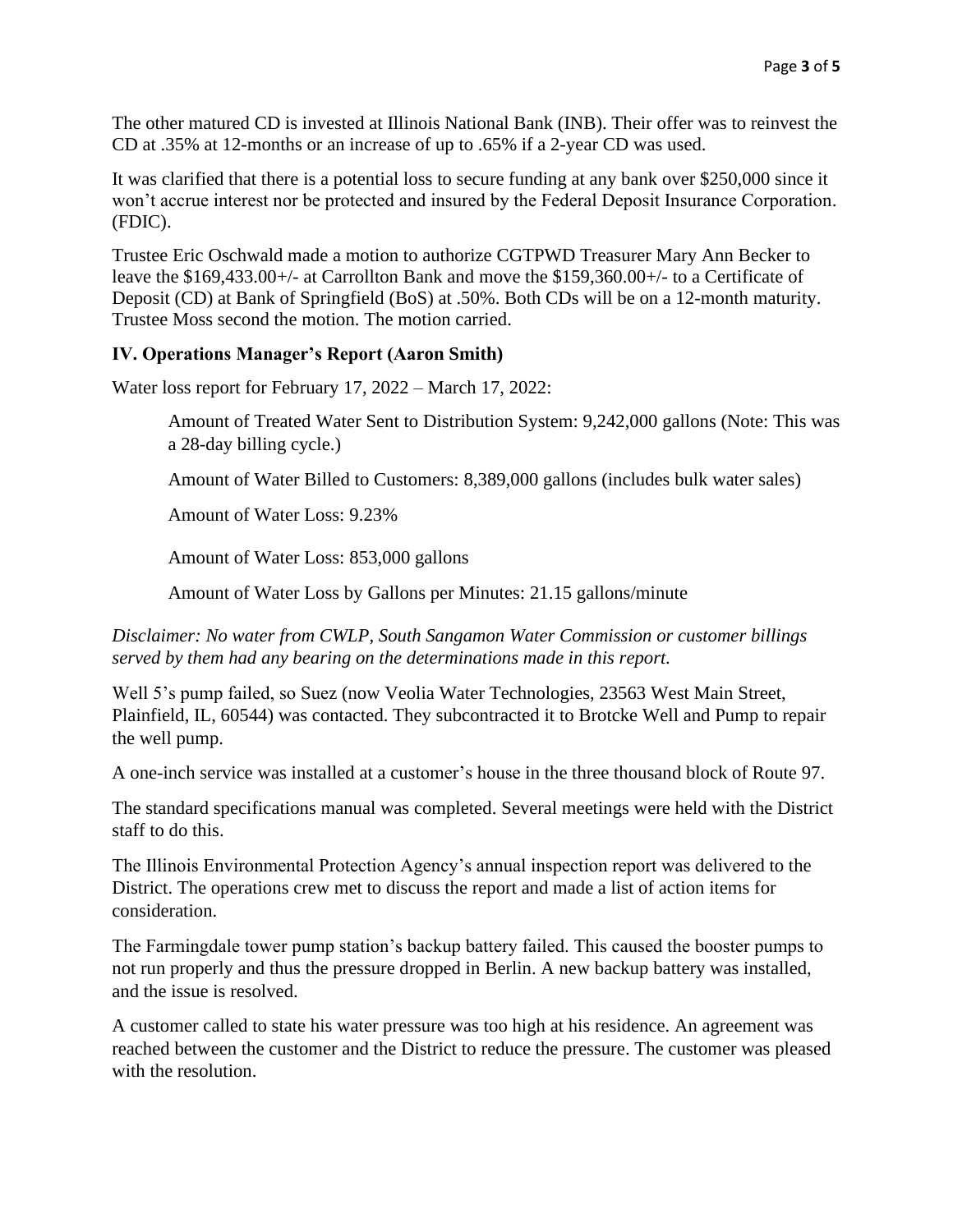The other matured CD is invested at Illinois National Bank (INB). Their offer was to reinvest the CD at .35% at 12-months or an increase of up to .65% if a 2-year CD was used.

It was clarified that there is a potential loss to secure funding at any bank over $250,000 since it won't accrue interest nor be protected and insured by the Federal Deposit Insurance Corporation. (FDIC).

Trustee Eric Oschwald made a motion to authorize CGTPWD Treasurer Mary Ann Becker to leave the $169,433.00+/- at Carrollton Bank and move the $159,360.00+/- to a Certificate of Deposit (CD) at Bank of Springfield (BoS) at .50%. Both CDs will be on a 12-month maturity. Trustee Moss second the motion. The motion carried.

### IV. Operations Manager's Report (Aaron Smith)

Water loss report for February 17, 2022 – March 17, 2022:

> Amount of Treated Water Sent to Distribution System: 9,242,000 gallons (Note: This was a 28-day billing cycle.)
>
> Amount of Water Billed to Customers: 8,389,000 gallons (includes bulk water sales)
>
> Amount of Water Loss: 9.23%
>
> Amount of Water Loss: 853,000 gallons
>
> Amount of Water Loss by Gallons per Minutes: 21.15 gallons/minute

*Disclaimer: No water from CWLP, South Sangamon Water Commission or customer billings served by them had any bearing on the determinations made in this report.*

Well 5's pump failed, so Suez (now Veolia Water Technologies, 23563 West Main Street, Plainfield, IL, 60544) was contacted. They subcontracted it to Brotcke Well and Pump to repair the well pump.

A one-inch service was installed at a customer's house in the three thousand block of Route 97.

The standard specifications manual was completed. Several meetings were held with the District staff to do this.

The Illinois Environmental Protection Agency's annual inspection report was delivered to the District. The operations crew met to discuss the report and made a list of action items for consideration.

The Farmingdale tower pump station's backup battery failed. This caused the booster pumps to not run properly and thus the pressure dropped in Berlin. A new backup battery was installed, and the issue is resolved.

A customer called to state his water pressure was too high at his residence. An agreement was reached between the customer and the District to reduce the pressure. The customer was pleased with the resolution.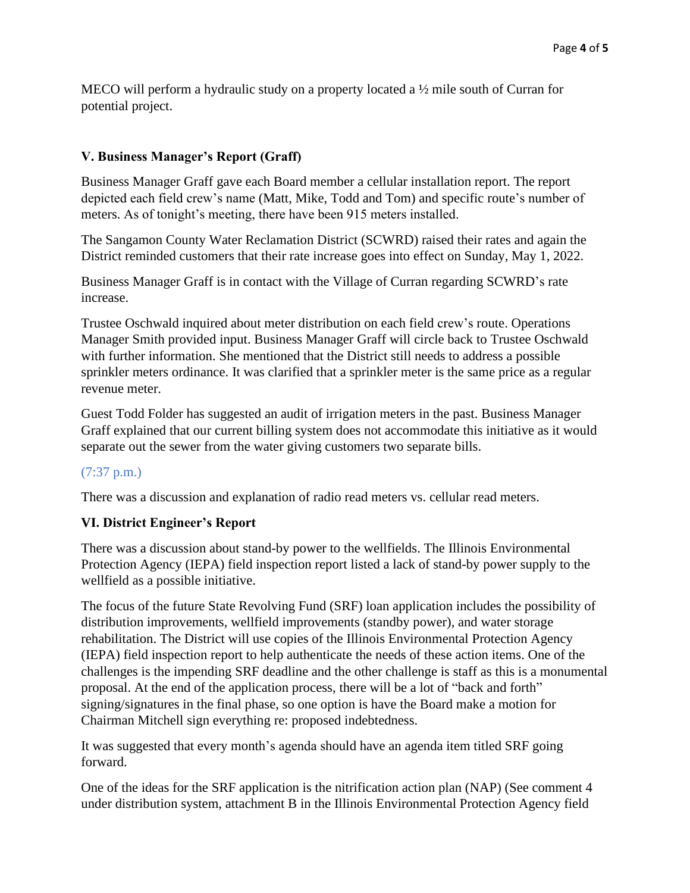MECO will perform a hydraulic study on a property located a ½ mile south of Curran for potential project.

### V. Business Manager's Report (Graff)

Business Manager Graff gave each Board member a cellular installation report. The report depicted each field crew's name (Matt, Mike, Todd and Tom) and specific route's number of meters. As of tonight's meeting, there have been 915 meters installed.

The Sangamon County Water Reclamation District (SCWRD) raised their rates and again the District reminded customers that their rate increase goes into effect on Sunday, May 1, 2022.

Business Manager Graff is in contact with the Village of Curran regarding SCWRD's rate increase.

Trustee Oschwald inquired about meter distribution on each field crew's route. Operations Manager Smith provided input. Business Manager Graff will circle back to Trustee Oschwald with further information. She mentioned that the District still needs to address a possible sprinkler meters ordinance. It was clarified that a sprinkler meter is the same price as a regular revenue meter.

Guest Todd Folder has suggested an audit of irrigation meters in the past. Business Manager Graff explained that our current billing system does not accommodate this initiative as it would separate out the sewer from the water giving customers two separate bills.

(7:37 p.m.)

There was a discussion and explanation of radio read meters vs. cellular read meters.

### VI. District Engineer's Report

There was a discussion about stand-by power to the wellfields. The Illinois Environmental Protection Agency (IEPA) field inspection report listed a lack of stand-by power supply to the wellfield as a possible initiative.

The focus of the future State Revolving Fund (SRF) loan application includes the possibility of distribution improvements, wellfield improvements (standby power), and water storage rehabilitation. The District will use copies of the Illinois Environmental Protection Agency (IEPA) field inspection report to help authenticate the needs of these action items. One of the challenges is the impending SRF deadline and the other challenge is staff as this is a monumental proposal. At the end of the application process, there will be a lot of "back and forth" signing/signatures in the final phase, so one option is have the Board make a motion for Chairman Mitchell sign everything re: proposed indebtedness.

It was suggested that every month's agenda should have an agenda item titled SRF going forward.

One of the ideas for the SRF application is the nitrification action plan (NAP) (See comment 4 under distribution system, attachment B in the Illinois Environmental Protection Agency field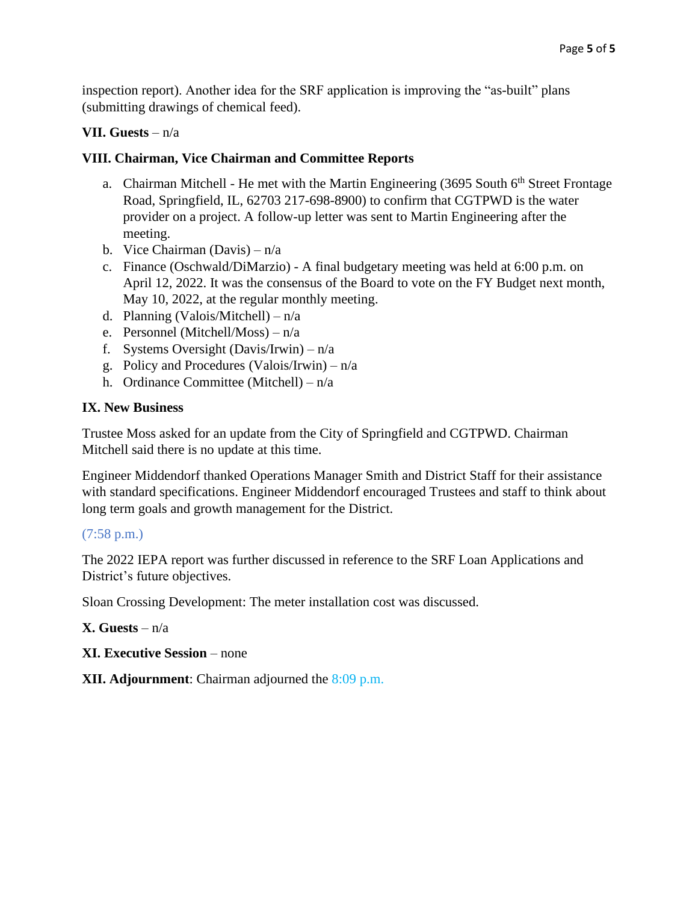inspection report). Another idea for the SRF application is improving the "as-built" plans (submitting drawings of chemical feed).

**VII. Guests** – n/a

**VIII. Chairman, Vice Chairman and Committee Reports**

a. Chairman Mitchell - He met with the Martin Engineering (3695 South 6th Street Frontage Road, Springfield, IL, 62703 217-698-8900) to confirm that CGTPWD is the water provider on a project. A follow-up letter was sent to Martin Engineering after the meeting.
b. Vice Chairman (Davis) – n/a
c. Finance (Oschwald/DiMarzio) - A final budgetary meeting was held at 6:00 p.m. on April 12, 2022. It was the consensus of the Board to vote on the FY Budget next month, May 10, 2022, at the regular monthly meeting.
d. Planning (Valois/Mitchell) – n/a
e. Personnel (Mitchell/Moss) – n/a
f. Systems Oversight (Davis/Irwin) – n/a
g. Policy and Procedures (Valois/Irwin) – n/a
h. Ordinance Committee (Mitchell) – n/a

**IX. New Business**

Trustee Moss asked for an update from the City of Springfield and CGTPWD. Chairman Mitchell said there is no update at this time.

Engineer Middendorf thanked Operations Manager Smith and District Staff for their assistance with standard specifications. Engineer Middendorf encouraged Trustees and staff to think about long term goals and growth management for the District.

(7:58 p.m.)

The 2022 IEPA report was further discussed in reference to the SRF Loan Applications and District's future objectives.

Sloan Crossing Development: The meter installation cost was discussed.

**X. Guests** – n/a

**XI. Executive Session** – none

**XII. Adjournment**: Chairman adjourned the 8:09 p.m.